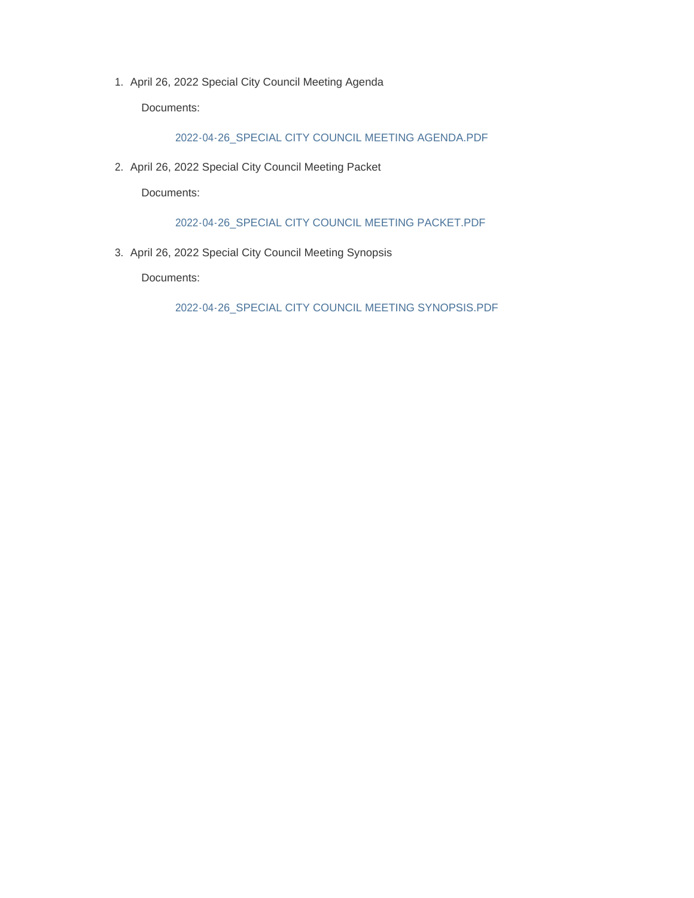1. April 26, 2022 Special City Council Meeting Agenda

   Documents:

   2022-04-26_SPECIAL CITY COUNCIL MEETING AGENDA.PDF

2. April 26, 2022 Special City Council Meeting Packet

   Documents:

   2022-04-26_SPECIAL CITY COUNCIL MEETING PACKET.PDF

3. April 26, 2022 Special City Council Meeting Synopsis

   Documents:

   2022-04-26_SPECIAL CITY COUNCIL MEETING SYNOPSIS.PDF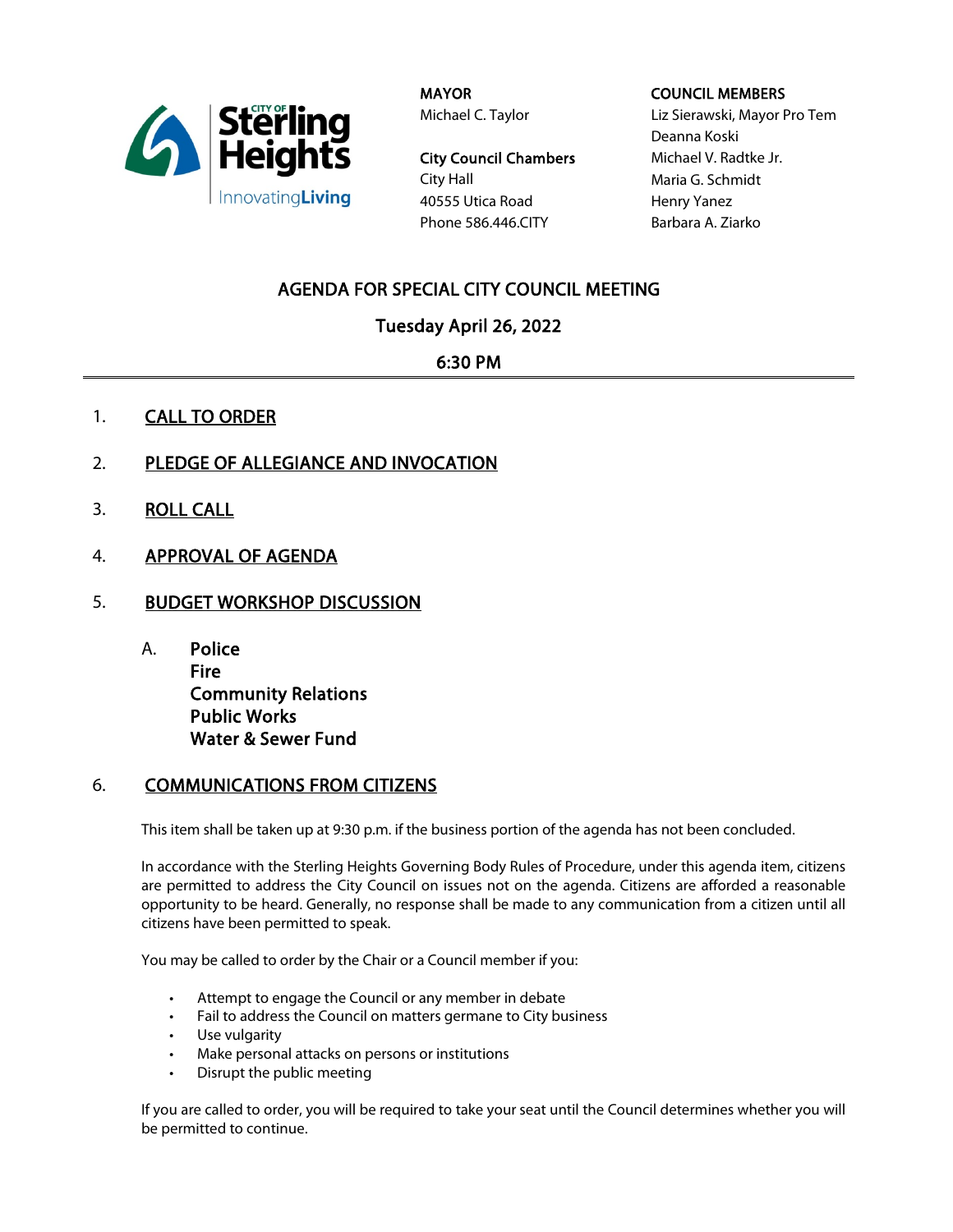City of Sterling Heights
InnovatingLiving

**MAYOR**
Michael C. Taylor

**City Council Chambers**
City Hall
40555 Utica Road
Phone 586.446.CITY

**COUNCIL MEMBERS**
Liz Sierawski, Mayor Pro Tem
Deanna Koski
Michael V. Radtke Jr.
Maria G. Schmidt
Henry Yanez
Barbara A. Ziarko

## AGENDA FOR SPECIAL CITY COUNCIL MEETING

### Tuesday April 26, 2022

### 6:30 PM

1. **CALL TO ORDER**

2. **PLEDGE OF ALLEGIANCE AND INVOCATION**

3. **ROLL CALL**

4. **APPROVAL OF AGENDA**

5. **BUDGET WORKSHOP DISCUSSION**

   A. **Police**
   **Fire**
   **Community Relations**
   **Public Works**
   **Water & Sewer Fund**

6. **COMMUNICATIONS FROM CITIZENS**

   This item shall be taken up at 9:30 p.m. if the business portion of the agenda has not been concluded.

   In accordance with the Sterling Heights Governing Body Rules of Procedure, under this agenda item, citizens are permitted to address the City Council on issues not on the agenda. Citizens are afforded a reasonable opportunity to be heard. Generally, no response shall be made to any communication from a citizen until all citizens have been permitted to speak.

   You may be called to order by the Chair or a Council member if you:

   - Attempt to engage the Council or any member in debate
   - Fail to address the Council on matters germane to City business
   - Use vulgarity
   - Make personal attacks on persons or institutions
   - Disrupt the public meeting

   If you are called to order, you will be required to take your seat until the Council determines whether you will be permitted to continue.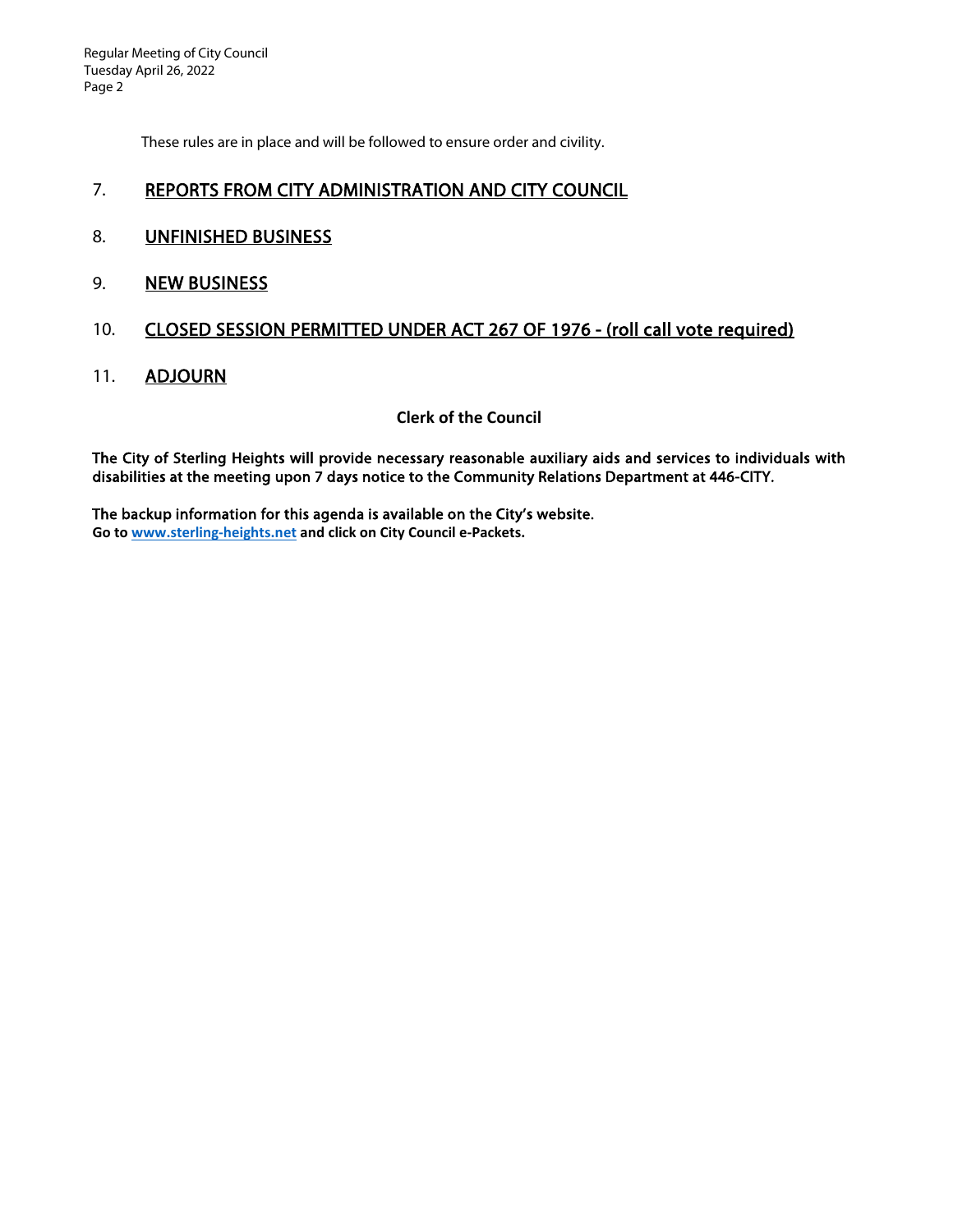These rules are in place and will be followed to ensure order and civility.

7. **REPORTS FROM CITY ADMINISTRATION AND CITY COUNCIL**

8. **UNFINISHED BUSINESS**

9. **NEW BUSINESS**

10. **CLOSED SESSION PERMITTED UNDER ACT 267 OF 1976 - (roll call vote required)**

11. **ADJOURN**

**Clerk of the Council**

**The City of Sterling Heights will provide necessary reasonable auxiliary aids and services to individuals with disabilities at the meeting upon 7 days notice to the Community Relations Department at 446-CITY.**

**The backup information for this agenda is available on the City's website.**
**Go to www.sterling-heights.net and click on City Council e-Packets.**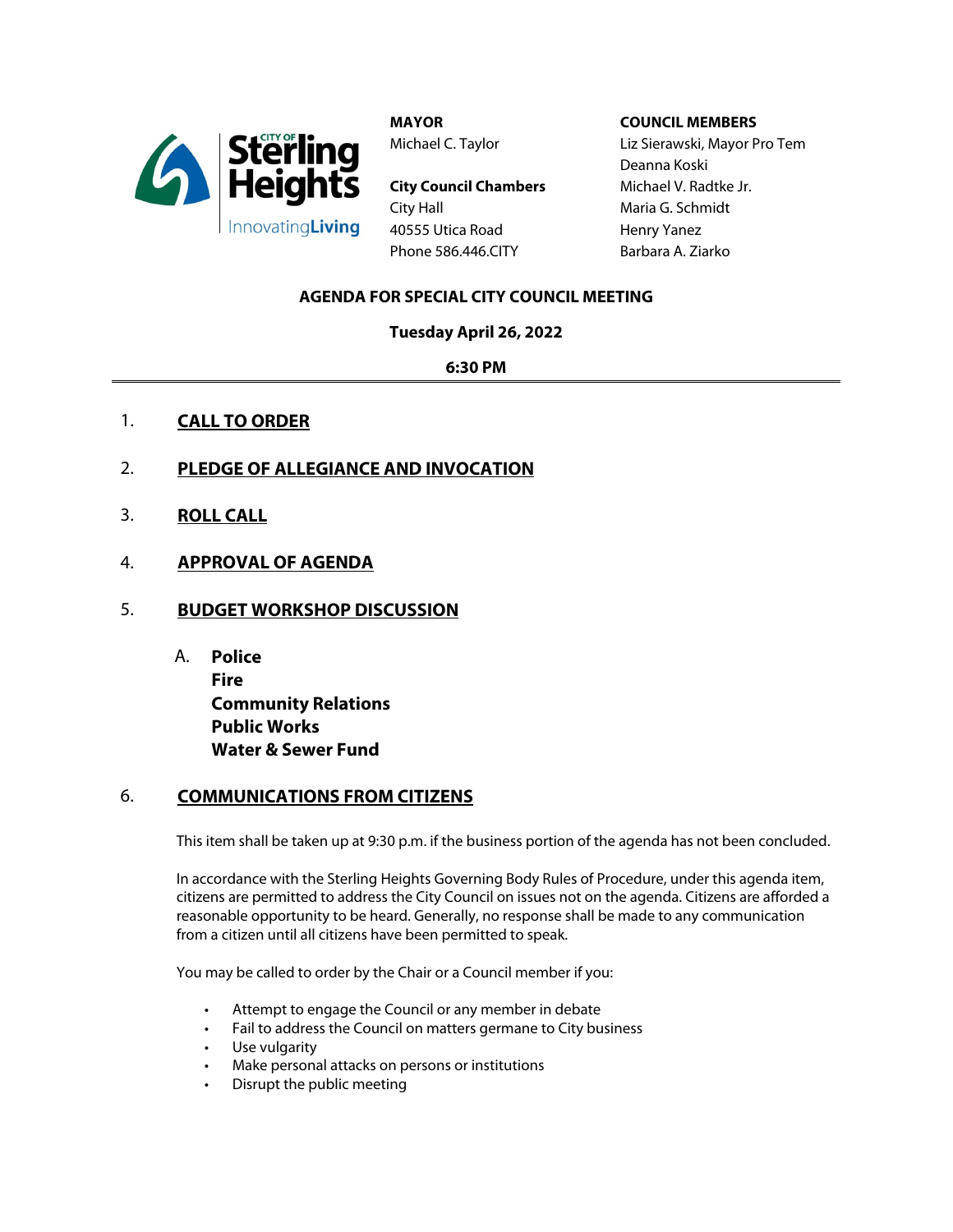City of Sterling Heights
InnovatingLiving

**MAYOR**
Michael C. Taylor

**City Council Chambers**
City Hall
40555 Utica Road
Phone 586.446.CITY

**COUNCIL MEMBERS**
Liz Sierawski, Mayor Pro Tem
Deanna Koski
Michael V. Radtke Jr.
Maria G. Schmidt
Henry Yanez
Barbara A. Ziarko

## AGENDA FOR SPECIAL CITY COUNCIL MEETING

**Tuesday April 26, 2022**

**6:30 PM**

---

1. **CALL TO ORDER**

2. **PLEDGE OF ALLEGIANCE AND INVOCATION**

3. **ROLL CALL**

4. **APPROVAL OF AGENDA**

5. **BUDGET WORKSHOP DISCUSSION**

   A. **Police**
   **Fire**
   **Community Relations**
   **Public Works**
   **Water & Sewer Fund**

6. **COMMUNICATIONS FROM CITIZENS**

   This item shall be taken up at 9:30 p.m. if the business portion of the agenda has not been concluded.

   In accordance with the Sterling Heights Governing Body Rules of Procedure, under this agenda item, citizens are permitted to address the City Council on issues not on the agenda. Citizens are afforded a reasonable opportunity to be heard. Generally, no response shall be made to any communication from a citizen until all citizens have been permitted to speak.

   You may be called to order by the Chair or a Council member if you:

   - Attempt to engage the Council or any member in debate
   - Fail to address the Council on matters germane to City business
   - Use vulgarity
   - Make personal attacks on persons or institutions
   - Disrupt the public meeting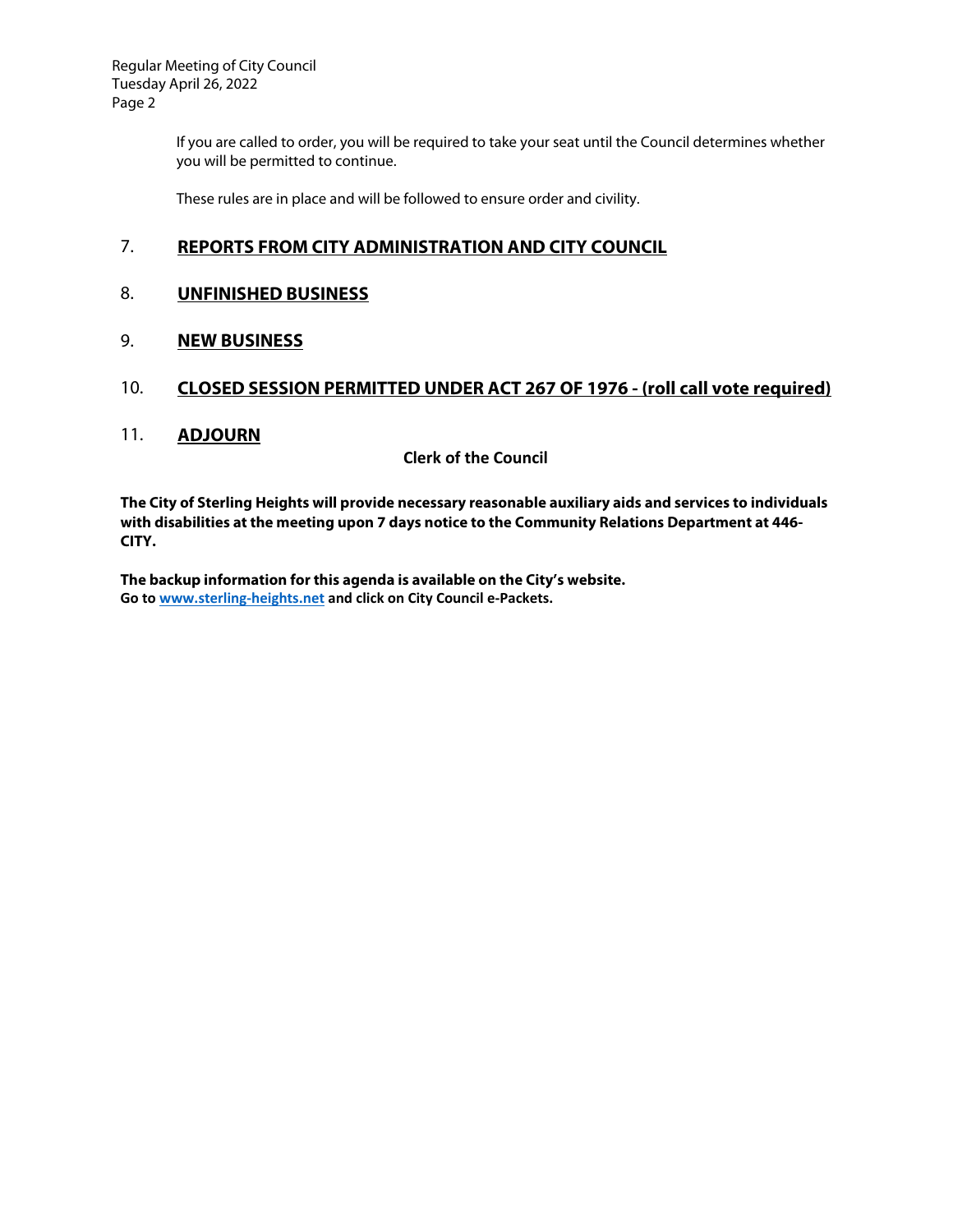If you are called to order, you will be required to take your seat until the Council determines whether you will be permitted to continue.

These rules are in place and will be followed to ensure order and civility.

7. **REPORTS FROM CITY ADMINISTRATION AND CITY COUNCIL**

8. **UNFINISHED BUSINESS**

9. **NEW BUSINESS**

10. **CLOSED SESSION PERMITTED UNDER ACT 267 OF 1976 - (roll call vote required)**

11. **ADJOURN**

**Clerk of the Council**

**The City of Sterling Heights will provide necessary reasonable auxiliary aids and services to individuals with disabilities at the meeting upon 7 days notice to the Community Relations Department at 446-CITY.**

**The backup information for this agenda is available on the City's website.**
**Go to [www.sterling-heights.net](www.sterling-heights.net) and click on City Council e-Packets.**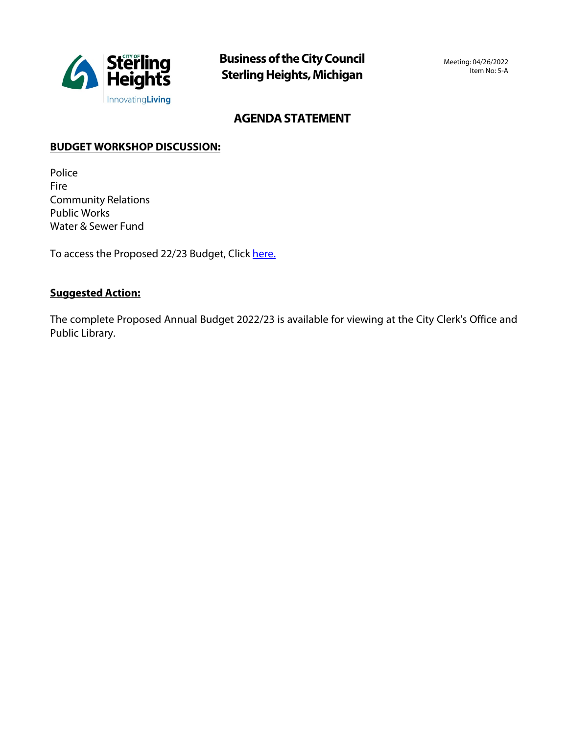**Business of the City Council**
**Sterling Heights, Michigan**

Meeting: 04/26/2022
Item No: 5-A

# AGENDA STATEMENT

## BUDGET WORKSHOP DISCUSSION:

Police
Fire
Community Relations
Public Works
Water & Sewer Fund

To access the Proposed 22/23 Budget, Click here.

## Suggested Action:

The complete Proposed Annual Budget 2022/23 is available for viewing at the City Clerk's Office and Public Library.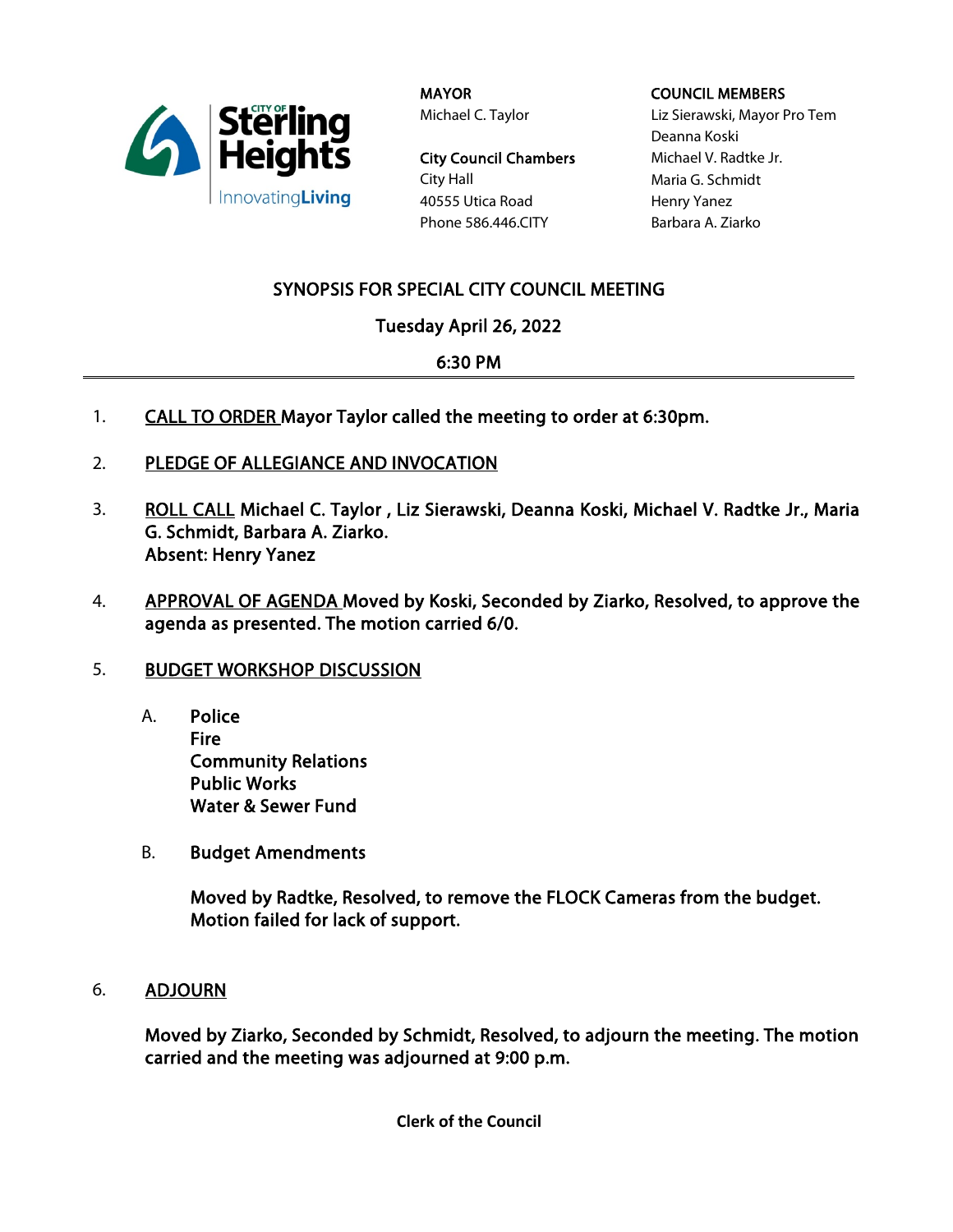City of Sterling Heights
InnovatingLiving

**MAYOR**
Michael C. Taylor

**City Council Chambers**
City Hall
40555 Utica Road
Phone 586.446.CITY

**COUNCIL MEMBERS**
Liz Sierawski, Mayor Pro Tem
Deanna Koski
Michael V. Radtke Jr.
Maria G. Schmidt
Henry Yanez
Barbara A. Ziarko

## SYNOPSIS FOR SPECIAL CITY COUNCIL MEETING

### Tuesday April 26, 2022

### 6:30 PM

---

1. **CALL TO ORDER Mayor Taylor called the meeting to order at 6:30pm.**

2. **PLEDGE OF ALLEGIANCE AND INVOCATION**

3. **ROLL CALL Michael C. Taylor , Liz Sierawski, Deanna Koski, Michael V. Radtke Jr., Maria G. Schmidt, Barbara A. Ziarko.**
   **Absent: Henry Yanez**

4. **APPROVAL OF AGENDA Moved by Koski, Seconded by Ziarko, Resolved, to approve the agenda as presented. The motion carried 6/0.**

5. **BUDGET WORKSHOP DISCUSSION**

   A. **Police**
      **Fire**
      **Community Relations**
      **Public Works**
      **Water & Sewer Fund**

   B. **Budget Amendments**

      **Moved by Radtke, Resolved, to remove the FLOCK Cameras from the budget. Motion failed for lack of support.**

6. **ADJOURN**

   **Moved by Ziarko, Seconded by Schmidt, Resolved, to adjourn the meeting. The motion carried and the meeting was adjourned at 9:00 p.m.**

**Clerk of the Council**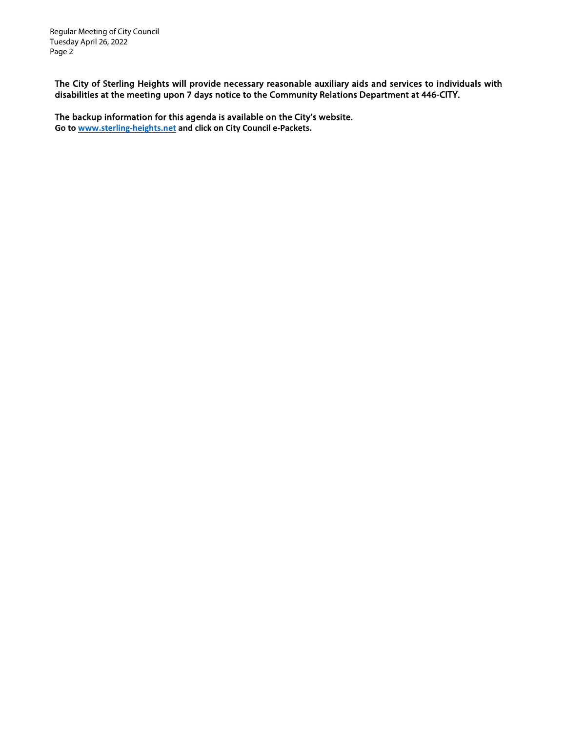**The City of Sterling Heights will provide necessary reasonable auxiliary aids and services to individuals with disabilities at the meeting upon 7 days notice to the Community Relations Department at 446-CITY.**

**The backup information for this agenda is available on the City's website.**
**Go to [www.sterling-heights.net](www.sterling-heights.net) and click on City Council e-Packets.**